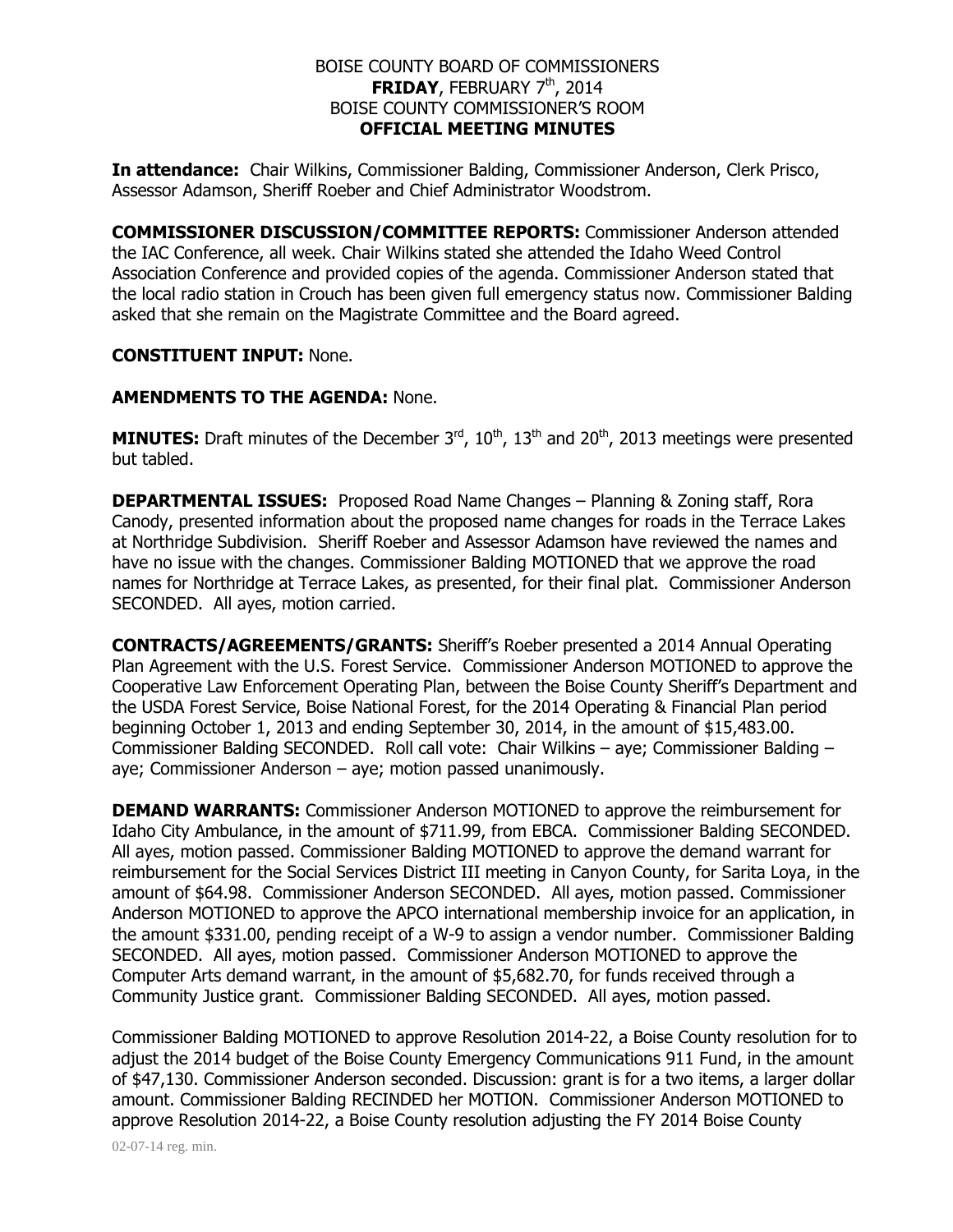BOISE COUNTY BOARD OF COMMISSIONERS
**FRIDAY**, FEBRUARY 7th, 2014
BOISE COUNTY COMMISSIONER'S ROOM
**OFFICIAL MEETING MINUTES**

**In attendance:** Chair Wilkins, Commissioner Balding, Commissioner Anderson, Clerk Prisco, Assessor Adamson, Sheriff Roeber and Chief Administrator Woodstrom.

**COMMISSIONER DISCUSSION/COMMITTEE REPORTS:** Commissioner Anderson attended the IAC Conference, all week. Chair Wilkins stated she attended the Idaho Weed Control Association Conference and provided copies of the agenda. Commissioner Anderson stated that the local radio station in Crouch has been given full emergency status now. Commissioner Balding asked that she remain on the Magistrate Committee and the Board agreed.

**CONSTITUENT INPUT:** None.

**AMENDMENTS TO THE AGENDA:** None.

**MINUTES:** Draft minutes of the December 3rd, 10th, 13th and 20th, 2013 meetings were presented but tabled.

**DEPARTMENTAL ISSUES:** Proposed Road Name Changes – Planning & Zoning staff, Rora Canody, presented information about the proposed name changes for roads in the Terrace Lakes at Northridge Subdivision. Sheriff Roeber and Assessor Adamson have reviewed the names and have no issue with the changes. Commissioner Balding MOTIONED that we approve the road names for Northridge at Terrace Lakes, as presented, for their final plat. Commissioner Anderson SECONDED. All ayes, motion carried.

**CONTRACTS/AGREEMENTS/GRANTS:** Sheriff's Roeber presented a 2014 Annual Operating Plan Agreement with the U.S. Forest Service. Commissioner Anderson MOTIONED to approve the Cooperative Law Enforcement Operating Plan, between the Boise County Sheriff's Department and the USDA Forest Service, Boise National Forest, for the 2014 Operating & Financial Plan period beginning October 1, 2013 and ending September 30, 2014, in the amount of $15,483.00. Commissioner Balding SECONDED. Roll call vote: Chair Wilkins – aye; Commissioner Balding – aye; Commissioner Anderson – aye; motion passed unanimously.

**DEMAND WARRANTS:** Commissioner Anderson MOTIONED to approve the reimbursement for Idaho City Ambulance, in the amount of $711.99, from EBCA. Commissioner Balding SECONDED. All ayes, motion passed. Commissioner Balding MOTIONED to approve the demand warrant for reimbursement for the Social Services District III meeting in Canyon County, for Sarita Loya, in the amount of $64.98. Commissioner Anderson SECONDED. All ayes, motion passed. Commissioner Anderson MOTIONED to approve the APCO international membership invoice for an application, in the amount $331.00, pending receipt of a W-9 to assign a vendor number. Commissioner Balding SECONDED. All ayes, motion passed. Commissioner Anderson MOTIONED to approve the Computer Arts demand warrant, in the amount of $5,682.70, for funds received through a Community Justice grant. Commissioner Balding SECONDED. All ayes, motion passed.

Commissioner Balding MOTIONED to approve Resolution 2014-22, a Boise County resolution for to adjust the 2014 budget of the Boise County Emergency Communications 911 Fund, in the amount of $47,130. Commissioner Anderson seconded. Discussion: grant is for a two items, a larger dollar amount. Commissioner Balding RECINDED her MOTION. Commissioner Anderson MOTIONED to approve Resolution 2014-22, a Boise County resolution adjusting the FY 2014 Boise County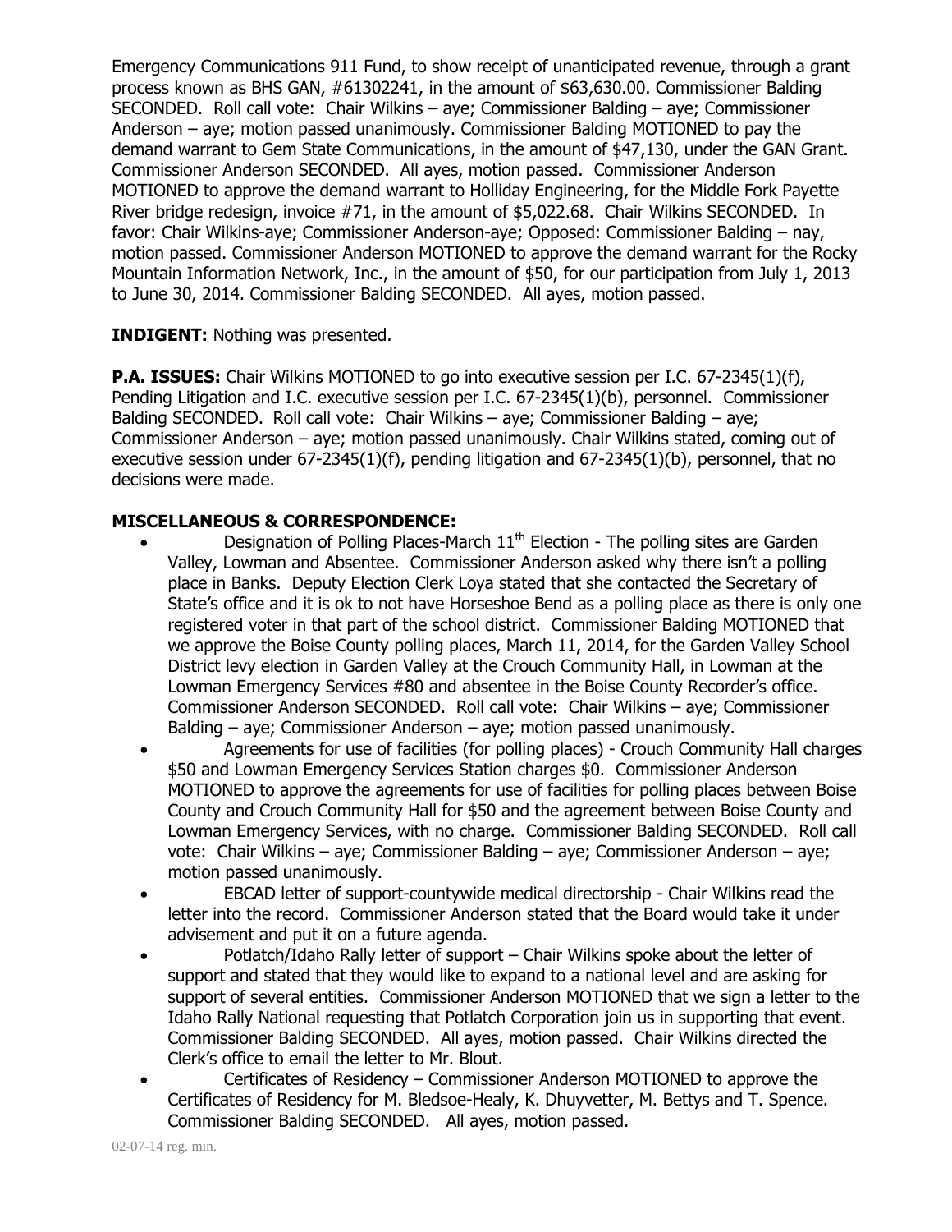Emergency Communications 911 Fund, to show receipt of unanticipated revenue, through a grant process known as BHS GAN, #61302241, in the amount of $63,630.00. Commissioner Balding SECONDED. Roll call vote: Chair Wilkins – aye; Commissioner Balding – aye; Commissioner Anderson – aye; motion passed unanimously. Commissioner Balding MOTIONED to pay the demand warrant to Gem State Communications, in the amount of $47,130, under the GAN Grant. Commissioner Anderson SECONDED. All ayes, motion passed. Commissioner Anderson MOTIONED to approve the demand warrant to Holliday Engineering, for the Middle Fork Payette River bridge redesign, invoice #71, in the amount of $5,022.68. Chair Wilkins SECONDED. In favor: Chair Wilkins-aye; Commissioner Anderson-aye; Opposed: Commissioner Balding – nay, motion passed. Commissioner Anderson MOTIONED to approve the demand warrant for the Rocky Mountain Information Network, Inc., in the amount of $50, for our participation from July 1, 2013 to June 30, 2014. Commissioner Balding SECONDED. All ayes, motion passed.

**INDIGENT:** Nothing was presented.

**P.A. ISSUES:** Chair Wilkins MOTIONED to go into executive session per I.C. 67-2345(1)(f), Pending Litigation and I.C. executive session per I.C. 67-2345(1)(b), personnel. Commissioner Balding SECONDED. Roll call vote: Chair Wilkins – aye; Commissioner Balding – aye; Commissioner Anderson – aye; motion passed unanimously. Chair Wilkins stated, coming out of executive session under 67-2345(1)(f), pending litigation and 67-2345(1)(b), personnel, that no decisions were made.

**MISCELLANEOUS & CORRESPONDENCE:**

- Designation of Polling Places-March 11th Election - The polling sites are Garden Valley, Lowman and Absentee. Commissioner Anderson asked why there isn't a polling place in Banks. Deputy Election Clerk Loya stated that she contacted the Secretary of State's office and it is ok to not have Horseshoe Bend as a polling place as there is only one registered voter in that part of the school district. Commissioner Balding MOTIONED that we approve the Boise County polling places, March 11, 2014, for the Garden Valley School District levy election in Garden Valley at the Crouch Community Hall, in Lowman at the Lowman Emergency Services #80 and absentee in the Boise County Recorder's office. Commissioner Anderson SECONDED. Roll call vote: Chair Wilkins – aye; Commissioner Balding – aye; Commissioner Anderson – aye; motion passed unanimously.
- Agreements for use of facilities (for polling places) - Crouch Community Hall charges $50 and Lowman Emergency Services Station charges $0. Commissioner Anderson MOTIONED to approve the agreements for use of facilities for polling places between Boise County and Crouch Community Hall for $50 and the agreement between Boise County and Lowman Emergency Services, with no charge. Commissioner Balding SECONDED. Roll call vote: Chair Wilkins – aye; Commissioner Balding – aye; Commissioner Anderson – aye; motion passed unanimously.
- EBCAD letter of support-countywide medical directorship - Chair Wilkins read the letter into the record. Commissioner Anderson stated that the Board would take it under advisement and put it on a future agenda.
- Potlatch/Idaho Rally letter of support – Chair Wilkins spoke about the letter of support and stated that they would like to expand to a national level and are asking for support of several entities. Commissioner Anderson MOTIONED that we sign a letter to the Idaho Rally National requesting that Potlatch Corporation join us in supporting that event. Commissioner Balding SECONDED. All ayes, motion passed. Chair Wilkins directed the Clerk's office to email the letter to Mr. Blout.
- Certificates of Residency – Commissioner Anderson MOTIONED to approve the Certificates of Residency for M. Bledsoe-Healy, K. Dhuyvetter, M. Bettys and T. Spence. Commissioner Balding SECONDED. All ayes, motion passed.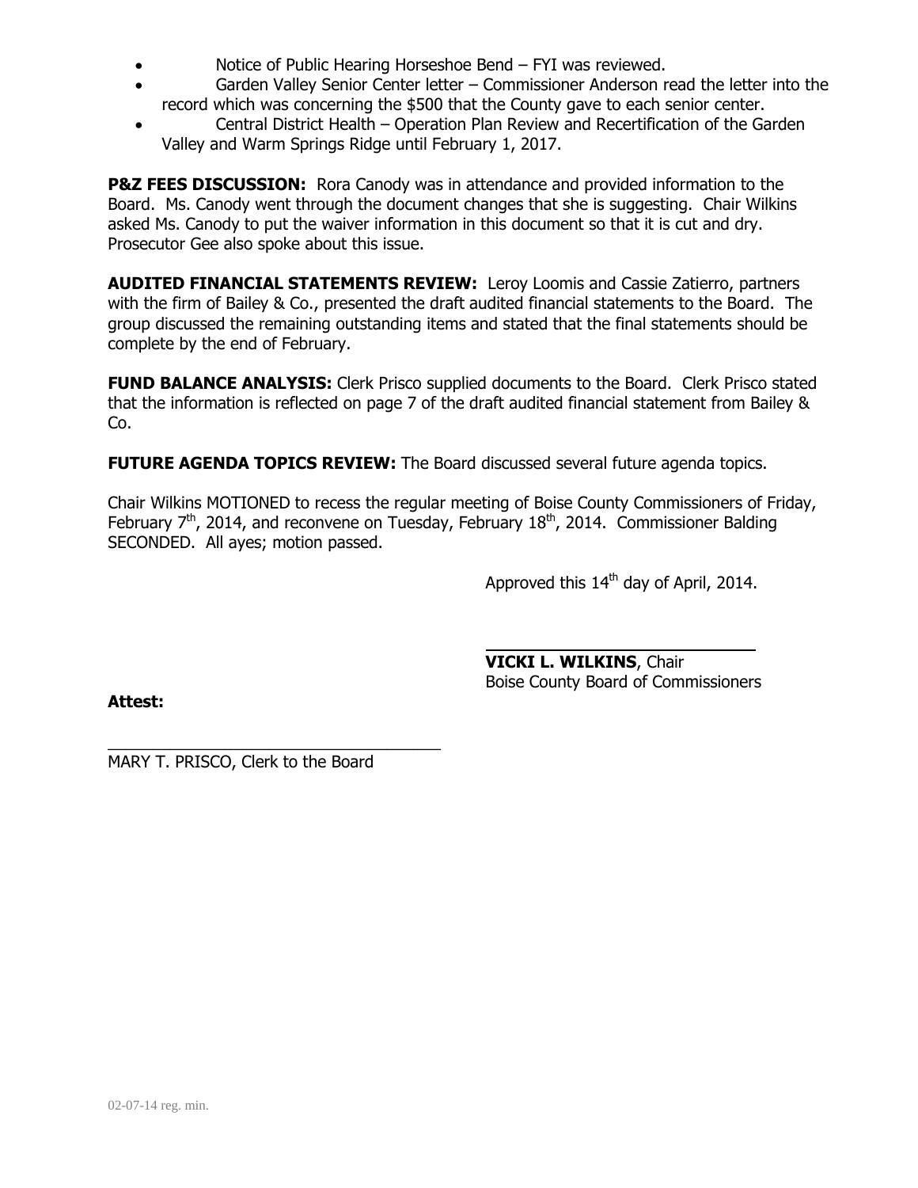- Notice of Public Hearing Horseshoe Bend – FYI was reviewed.
- Garden Valley Senior Center letter – Commissioner Anderson read the letter into the record which was concerning the $500 that the County gave to each senior center.
- Central District Health – Operation Plan Review and Recertification of the Garden Valley and Warm Springs Ridge until February 1, 2017.

**P&Z FEES DISCUSSION:** Rora Canody was in attendance and provided information to the Board. Ms. Canody went through the document changes that she is suggesting. Chair Wilkins asked Ms. Canody to put the waiver information in this document so that it is cut and dry. Prosecutor Gee also spoke about this issue.

**AUDITED FINANCIAL STATEMENTS REVIEW:** Leroy Loomis and Cassie Zatierro, partners with the firm of Bailey & Co., presented the draft audited financial statements to the Board. The group discussed the remaining outstanding items and stated that the final statements should be complete by the end of February.

**FUND BALANCE ANALYSIS:** Clerk Prisco supplied documents to the Board. Clerk Prisco stated that the information is reflected on page 7 of the draft audited financial statement from Bailey & Co.

**FUTURE AGENDA TOPICS REVIEW:** The Board discussed several future agenda topics.

Chair Wilkins MOTIONED to recess the regular meeting of Boise County Commissioners of Friday, February 7th, 2014, and reconvene on Tuesday, February 18th, 2014. Commissioner Balding SECONDED. All ayes; motion passed.

Approved this 14th day of April, 2014.

______________________________

**VICKI L. WILKINS**, Chair
Boise County Board of Commissioners

**Attest:**

______________________________

MARY T. PRISCO, Clerk to the Board